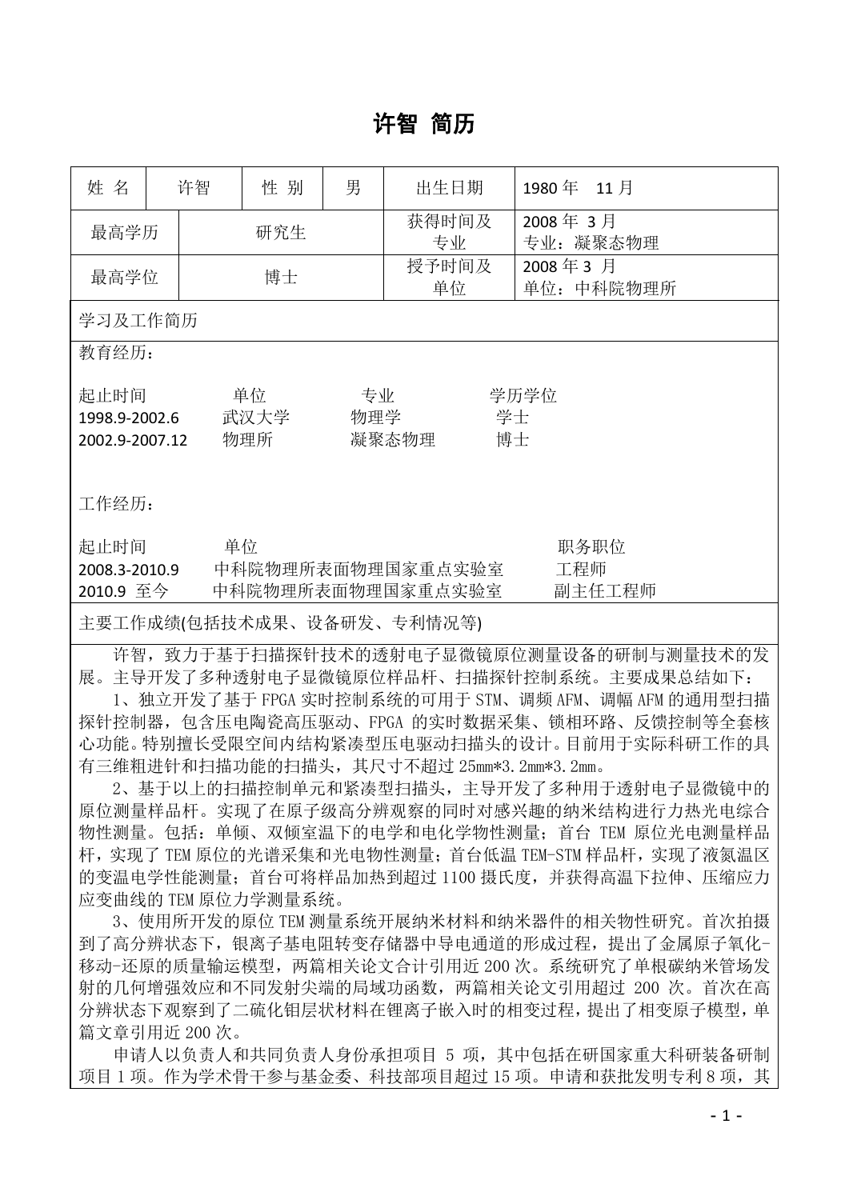# 许智 简历

| 姓 名 | 许智 | 性 别 | 男 | 出生日期 | 1980 年 11 月 |
|---|---|---|---|---|---|
| 最高学历 | 研究生 | | | 获得时间及专业 | 2008 年 3 月<br>专业：凝聚态物理 |
| 最高学位 | 博士 | | | 授予时间及单位 | 2008 年 3 月<br>单位：中科院物理所 |

## 学习及工作简历

教育经历：

| 起止时间 | 单位 | 专业 | 学历学位 |
|---|---|---|---|
| 1998.9-2002.6 | 武汉大学 | 物理学 | 学士 |
| 2002.9-2007.12 | 物理所 | 凝聚态物理 | 博士 |

工作经历：

| 起止时间 | 单位 | 职务职位 |
|---|---|---|
| 2008.3-2010.9 | 中科院物理所表面物理国家重点实验室 | 工程师 |
| 2010.9 至今 | 中科院物理所表面物理国家重点实验室 | 副主任工程师 |

## 主要工作成绩(包括技术成果、设备研发、专利情况等)

许智，致力于基于扫描探针技术的透射电子显微镜原位测量设备的研制与测量技术的发展。主导开发了多种透射电子显微镜原位样品杆、扫描探针控制系统。主要成果总结如下：

1、独立开发了基于 FPGA 实时控制系统的可用于 STM、调频 AFM、调幅 AFM 的通用型扫描探针控制器，包含压电陶瓷高压驱动、FPGA 的实时数据采集、锁相环路、反馈控制等全套核心功能。特别擅长受限空间内结构紧凑型压电驱动扫描头的设计。目前用于实际科研工作的具有三维粗进针和扫描功能的扫描头，其尺寸不超过 25mm*3.2mm*3.2mm。

2、基于以上的扫描控制单元和紧凑型扫描头，主导开发了多种用于透射电子显微镜中的原位测量样品杆。实现了在原子级高分辨观察的同时对感兴趣的纳米结构进行力热光电综合物性测量。包括：单倾、双倾室温下的电学和电化学物性测量；首台 TEM 原位光电测量样品杆，实现了 TEM 原位的光谱采集和光电物性测量；首台低温 TEM-STM 样品杆，实现了液氮温区的变温电学性能测量；首台可将样品加热到超过 1100 摄氏度，并获得高温下拉伸、压缩应力应变曲线的 TEM 原位力学测量系统。

3、使用所开发的原位 TEM 测量系统开展纳米材料和纳米器件的相关物性研究。首次拍摄到了高分辨状态下，银离子基电阻转变存储器中导电通道的形成过程，提出了金属原子氧化-移动-还原的质量输运模型，两篇相关论文合计引用近 200 次。系统研究了单根碳纳米管场发射的几何增强效应和不同发射尖端的局域功函数，两篇相关论文引用超过 200 次。首次在高分辨状态下观察到了二硫化钼层状材料在锂离子嵌入时的相变过程，提出了相变原子模型，单篇文章引用近 200 次。

申请人以负责人和共同负责人身份承担项目 5 项，其中包括在研国家重大科研装备研制项目 1 项。作为学术骨干参与基金委、科技部项目超过 15 项。申请和获批发明专利 8 项，其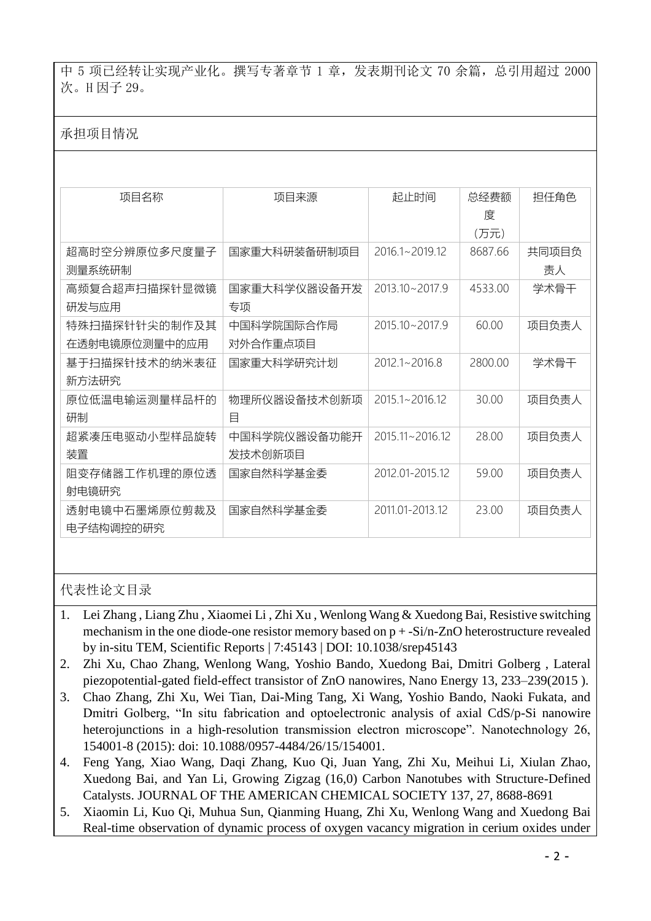中 5 项已经转让实现产业化。撰写专著章节 1 章，发表期刊论文 70 余篇，总引用超过 2000 次。H 因子 29。

承担项目情况

| 项目名称 | 项目来源 | 起止时间 | 总经费额度（万元） | 担任角色 |
| --- | --- | --- | --- | --- |
| 超高时空分辨原位多尺度量子测量系统研制 | 国家重大科研装备研制项目 | 2016.1~2019.12 | 8687.66 | 共同项目负责人 |
| 高频复合超声扫描探针显微镜研发与应用 | 国家重大科学仪器设备开发专项 | 2013.10~2017.9 | 4533.00 | 学术骨干 |
| 特殊扫描探针针尖的制作及其在透射电镜原位测量中的应用 | 中国科学院国际合作局对外合作重点项目 | 2015.10~2017.9 | 60.00 | 项目负责人 |
| 基于扫描探针技术的纳米表征新方法研究 | 国家重大科学研究计划 | 2012.1~2016.8 | 2800.00 | 学术骨干 |
| 原位低温电输运测量样品杆的研制 | 物理所仪器设备技术创新项目 | 2015.1~2016.12 | 30.00 | 项目负责人 |
| 超紧凑压电驱动小型样品旋转装置 | 中国科学院仪器设备功能开发技术创新项目 | 2015.11~2016.12 | 28.00 | 项目负责人 |
| 阻变存储器工作机理的原位透射电镜研究 | 国家自然科学基金委 | 2012.01-2015.12 | 59.00 | 项目负责人 |
| 透射电镜中石墨烯原位剪裁及电子结构调控的研究 | 国家自然科学基金委 | 2011.01-2013.12 | 23.00 | 项目负责人 |

代表性论文目录

1. Lei Zhang , Liang Zhu , Xiaomei Li , Zhi Xu , Wenlong Wang & Xuedong Bai, Resistive switching mechanism in the one diode-one resistor memory based on p + -Si/n-ZnO heterostructure revealed by in-situ TEM, Scientific Reports | 7:45143 | DOI: 10.1038/srep45143
2. Zhi Xu, Chao Zhang, Wenlong Wang, Yoshio Bando, Xuedong Bai, Dmitri Golberg , Lateral piezopotential-gated field-effect transistor of ZnO nanowires, Nano Energy 13, 233–239(2015 ).
3. Chao Zhang, Zhi Xu, Wei Tian, Dai-Ming Tang, Xi Wang, Yoshio Bando, Naoki Fukata, and Dmitri Golberg, "In situ fabrication and optoelectronic analysis of axial CdS/p-Si nanowire heterojunctions in a high-resolution transmission electron microscope". Nanotechnology 26, 154001-8 (2015): doi: 10.1088/0957-4484/26/15/154001.
4. Feng Yang, Xiao Wang, Daqi Zhang, Kuo Qi, Juan Yang, Zhi Xu, Meihui Li, Xiulan Zhao, Xuedong Bai, and Yan Li, Growing Zigzag (16,0) Carbon Nanotubes with Structure-Defined Catalysts. JOURNAL OF THE AMERICAN CHEMICAL SOCIETY 137, 27, 8688-8691
5. Xiaomin Li, Kuo Qi, Muhua Sun, Qianming Huang, Zhi Xu, Wenlong Wang and Xuedong Bai Real-time observation of dynamic process of oxygen vacancy migration in cerium oxides under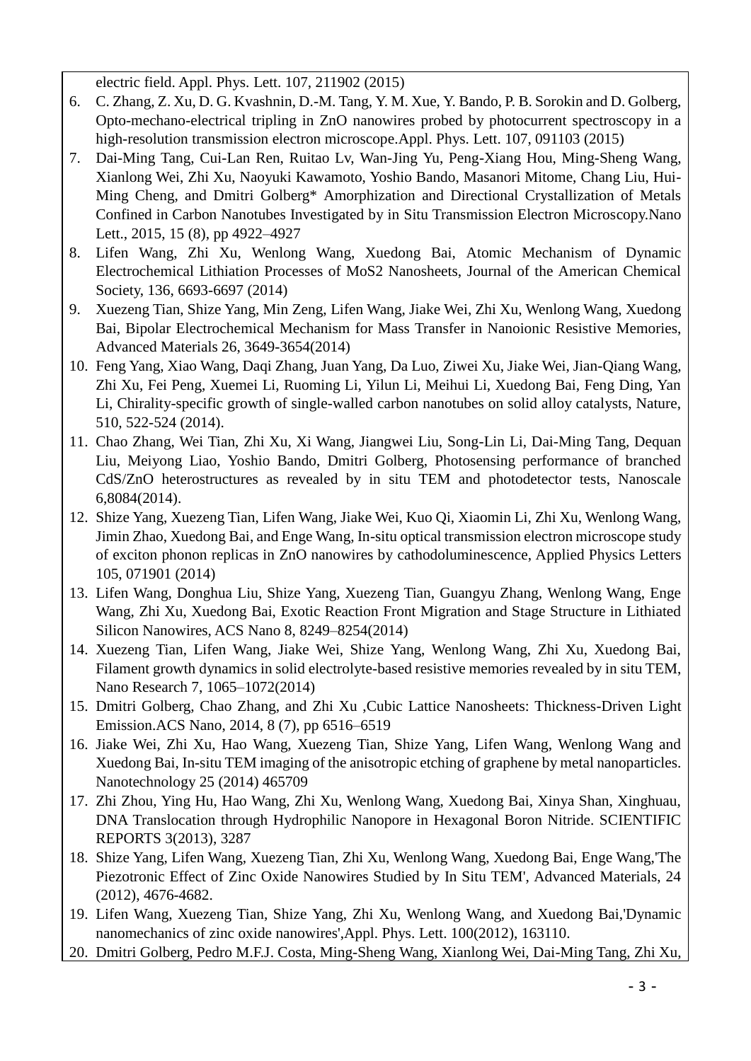electric field. Appl. Phys. Lett. 107, 211902 (2015)

6. C. Zhang, Z. Xu, D. G. Kvashnin, D.-M. Tang, Y. M. Xue, Y. Bando, P. B. Sorokin and D. Golberg, Opto-mechano-electrical tripling in ZnO nanowires probed by photocurrent spectroscopy in a high-resolution transmission electron microscope.Appl. Phys. Lett. 107, 091103 (2015)
7. Dai-Ming Tang, Cui-Lan Ren, Ruitao Lv, Wan-Jing Yu, Peng-Xiang Hou, Ming-Sheng Wang, Xianlong Wei, Zhi Xu, Naoyuki Kawamoto, Yoshio Bando, Masanori Mitome, Chang Liu, Hui-Ming Cheng, and Dmitri Golberg* Amorphization and Directional Crystallization of Metals Confined in Carbon Nanotubes Investigated by in Situ Transmission Electron Microscopy.Nano Lett., 2015, 15 (8), pp 4922–4927
8. Lifen Wang, Zhi Xu, Wenlong Wang, Xuedong Bai, Atomic Mechanism of Dynamic Electrochemical Lithiation Processes of MoS2 Nanosheets, Journal of the American Chemical Society, 136, 6693-6697 (2014)
9. Xuezeng Tian, Shize Yang, Min Zeng, Lifen Wang, Jiake Wei, Zhi Xu, Wenlong Wang, Xuedong Bai, Bipolar Electrochemical Mechanism for Mass Transfer in Nanoionic Resistive Memories, Advanced Materials 26, 3649-3654(2014)
10. Feng Yang, Xiao Wang, Daqi Zhang, Juan Yang, Da Luo, Ziwei Xu, Jiake Wei, Jian-Qiang Wang, Zhi Xu, Fei Peng, Xuemei Li, Ruoming Li, Yilun Li, Meihui Li, Xuedong Bai, Feng Ding, Yan Li, Chirality-specific growth of single-walled carbon nanotubes on solid alloy catalysts, Nature, 510, 522-524 (2014).
11. Chao Zhang, Wei Tian, Zhi Xu, Xi Wang, Jiangwei Liu, Song-Lin Li, Dai-Ming Tang, Dequan Liu, Meiyong Liao, Yoshio Bando, Dmitri Golberg, Photosensing performance of branched CdS/ZnO heterostructures as revealed by in situ TEM and photodetector tests, Nanoscale 6,8084(2014).
12. Shize Yang, Xuezeng Tian, Lifen Wang, Jiake Wei, Kuo Qi, Xiaomin Li, Zhi Xu, Wenlong Wang, Jimin Zhao, Xuedong Bai, and Enge Wang, In-situ optical transmission electron microscope study of exciton phonon replicas in ZnO nanowires by cathodoluminescence, Applied Physics Letters 105, 071901 (2014)
13. Lifen Wang, Donghua Liu, Shize Yang, Xuezeng Tian, Guangyu Zhang, Wenlong Wang, Enge Wang, Zhi Xu, Xuedong Bai, Exotic Reaction Front Migration and Stage Structure in Lithiated Silicon Nanowires, ACS Nano 8, 8249–8254(2014)
14. Xuezeng Tian, Lifen Wang, Jiake Wei, Shize Yang, Wenlong Wang, Zhi Xu, Xuedong Bai, Filament growth dynamics in solid electrolyte-based resistive memories revealed by in situ TEM, Nano Research 7, 1065–1072(2014)
15. Dmitri Golberg, Chao Zhang, and Zhi Xu ,Cubic Lattice Nanosheets: Thickness-Driven Light Emission.ACS Nano, 2014, 8 (7), pp 6516–6519
16. Jiake Wei, Zhi Xu, Hao Wang, Xuezeng Tian, Shize Yang, Lifen Wang, Wenlong Wang and Xuedong Bai, In-situ TEM imaging of the anisotropic etching of graphene by metal nanoparticles. Nanotechnology 25 (2014) 465709
17. Zhi Zhou, Ying Hu, Hao Wang, Zhi Xu, Wenlong Wang, Xuedong Bai, Xinya Shan, Xinghuau, DNA Translocation through Hydrophilic Nanopore in Hexagonal Boron Nitride. SCIENTIFIC REPORTS 3(2013), 3287
18. Shize Yang, Lifen Wang, Xuezeng Tian, Zhi Xu, Wenlong Wang, Xuedong Bai, Enge Wang,'The Piezotronic Effect of Zinc Oxide Nanowires Studied by In Situ TEM', Advanced Materials, 24 (2012), 4676-4682.
19. Lifen Wang, Xuezeng Tian, Shize Yang, Zhi Xu, Wenlong Wang, and Xuedong Bai,'Dynamic nanomechanics of zinc oxide nanowires',Appl. Phys. Lett. 100(2012), 163110.
20. Dmitri Golberg, Pedro M.F.J. Costa, Ming-Sheng Wang, Xianlong Wei, Dai-Ming Tang, Zhi Xu,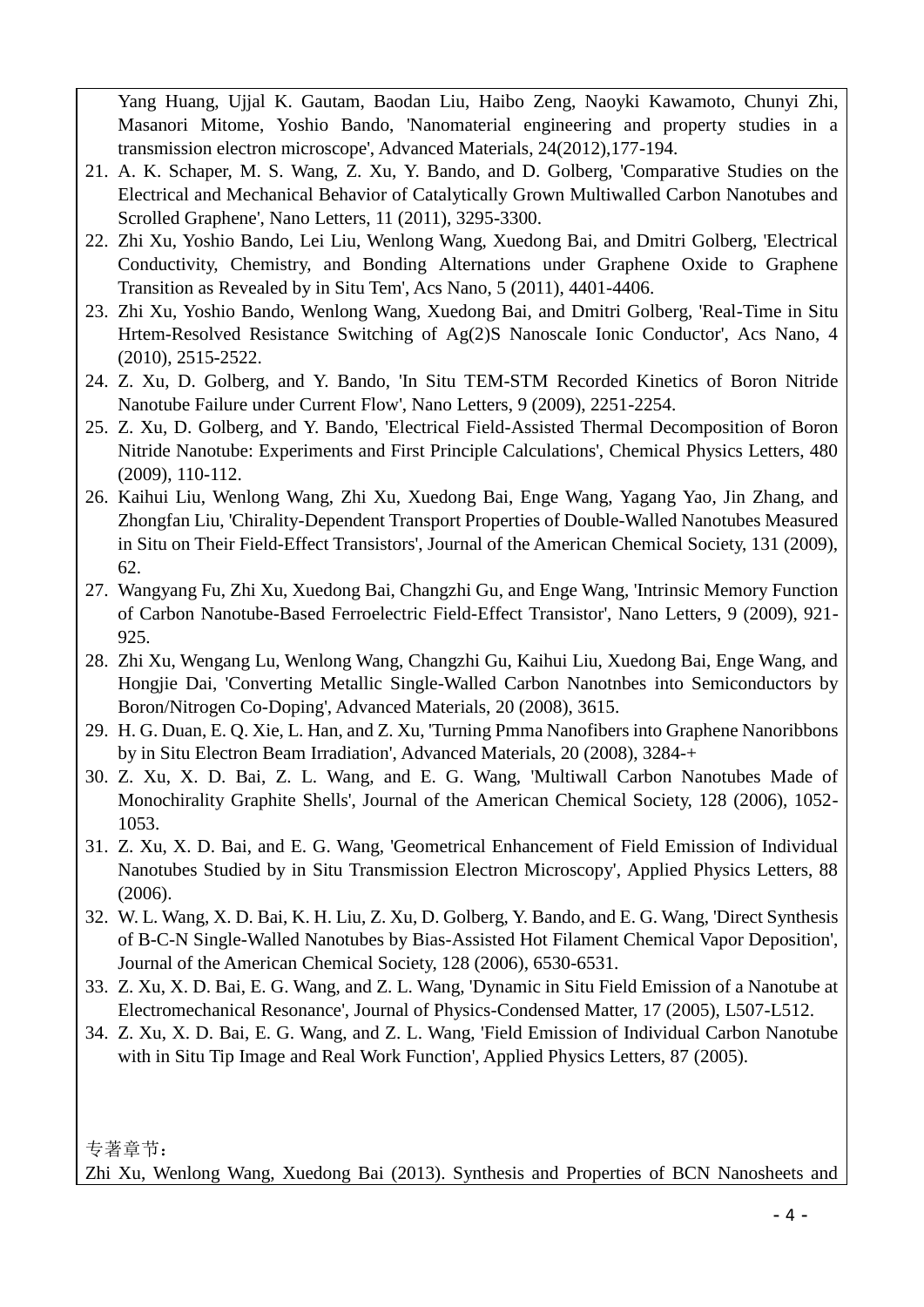Yang Huang, Ujjal K. Gautam, Baodan Liu, Haibo Zeng, Naoyki Kawamoto, Chunyi Zhi, Masanori Mitome, Yoshio Bando, 'Nanomaterial engineering and property studies in a transmission electron microscope', Advanced Materials, 24(2012),177-194.

21. A. K. Schaper, M. S. Wang, Z. Xu, Y. Bando, and D. Golberg, 'Comparative Studies on the Electrical and Mechanical Behavior of Catalytically Grown Multiwalled Carbon Nanotubes and Scrolled Graphene', Nano Letters, 11 (2011), 3295-3300.
22. Zhi Xu, Yoshio Bando, Lei Liu, Wenlong Wang, Xuedong Bai, and Dmitri Golberg, 'Electrical Conductivity, Chemistry, and Bonding Alternations under Graphene Oxide to Graphene Transition as Revealed by in Situ Tem', Acs Nano, 5 (2011), 4401-4406.
23. Zhi Xu, Yoshio Bando, Wenlong Wang, Xuedong Bai, and Dmitri Golberg, 'Real-Time in Situ Hrtem-Resolved Resistance Switching of Ag(2)S Nanoscale Ionic Conductor', Acs Nano, 4 (2010), 2515-2522.
24. Z. Xu, D. Golberg, and Y. Bando, 'In Situ TEM-STM Recorded Kinetics of Boron Nitride Nanotube Failure under Current Flow', Nano Letters, 9 (2009), 2251-2254.
25. Z. Xu, D. Golberg, and Y. Bando, 'Electrical Field-Assisted Thermal Decomposition of Boron Nitride Nanotube: Experiments and First Principle Calculations', Chemical Physics Letters, 480 (2009), 110-112.
26. Kaihui Liu, Wenlong Wang, Zhi Xu, Xuedong Bai, Enge Wang, Yagang Yao, Jin Zhang, and Zhongfan Liu, 'Chirality-Dependent Transport Properties of Double-Walled Nanotubes Measured in Situ on Their Field-Effect Transistors', Journal of the American Chemical Society, 131 (2009), 62.
27. Wangyang Fu, Zhi Xu, Xuedong Bai, Changzhi Gu, and Enge Wang, 'Intrinsic Memory Function of Carbon Nanotube-Based Ferroelectric Field-Effect Transistor', Nano Letters, 9 (2009), 921-925.
28. Zhi Xu, Wengang Lu, Wenlong Wang, Changzhi Gu, Kaihui Liu, Xuedong Bai, Enge Wang, and Hongjie Dai, 'Converting Metallic Single-Walled Carbon Nanotnbes into Semiconductors by Boron/Nitrogen Co-Doping', Advanced Materials, 20 (2008), 3615.
29. H. G. Duan, E. Q. Xie, L. Han, and Z. Xu, 'Turning Pmma Nanofibers into Graphene Nanoribbons by in Situ Electron Beam Irradiation', Advanced Materials, 20 (2008), 3284-+
30. Z. Xu, X. D. Bai, Z. L. Wang, and E. G. Wang, 'Multiwall Carbon Nanotubes Made of Monochirality Graphite Shells', Journal of the American Chemical Society, 128 (2006), 1052-1053.
31. Z. Xu, X. D. Bai, and E. G. Wang, 'Geometrical Enhancement of Field Emission of Individual Nanotubes Studied by in Situ Transmission Electron Microscopy', Applied Physics Letters, 88 (2006).
32. W. L. Wang, X. D. Bai, K. H. Liu, Z. Xu, D. Golberg, Y. Bando, and E. G. Wang, 'Direct Synthesis of B-C-N Single-Walled Nanotubes by Bias-Assisted Hot Filament Chemical Vapor Deposition', Journal of the American Chemical Society, 128 (2006), 6530-6531.
33. Z. Xu, X. D. Bai, E. G. Wang, and Z. L. Wang, 'Dynamic in Situ Field Emission of a Nanotube at Electromechanical Resonance', Journal of Physics-Condensed Matter, 17 (2005), L507-L512.
34. Z. Xu, X. D. Bai, E. G. Wang, and Z. L. Wang, 'Field Emission of Individual Carbon Nanotube with in Situ Tip Image and Real Work Function', Applied Physics Letters, 87 (2005).

专著章节：

Zhi Xu, Wenlong Wang, Xuedong Bai (2013). Synthesis and Properties of BCN Nanosheets and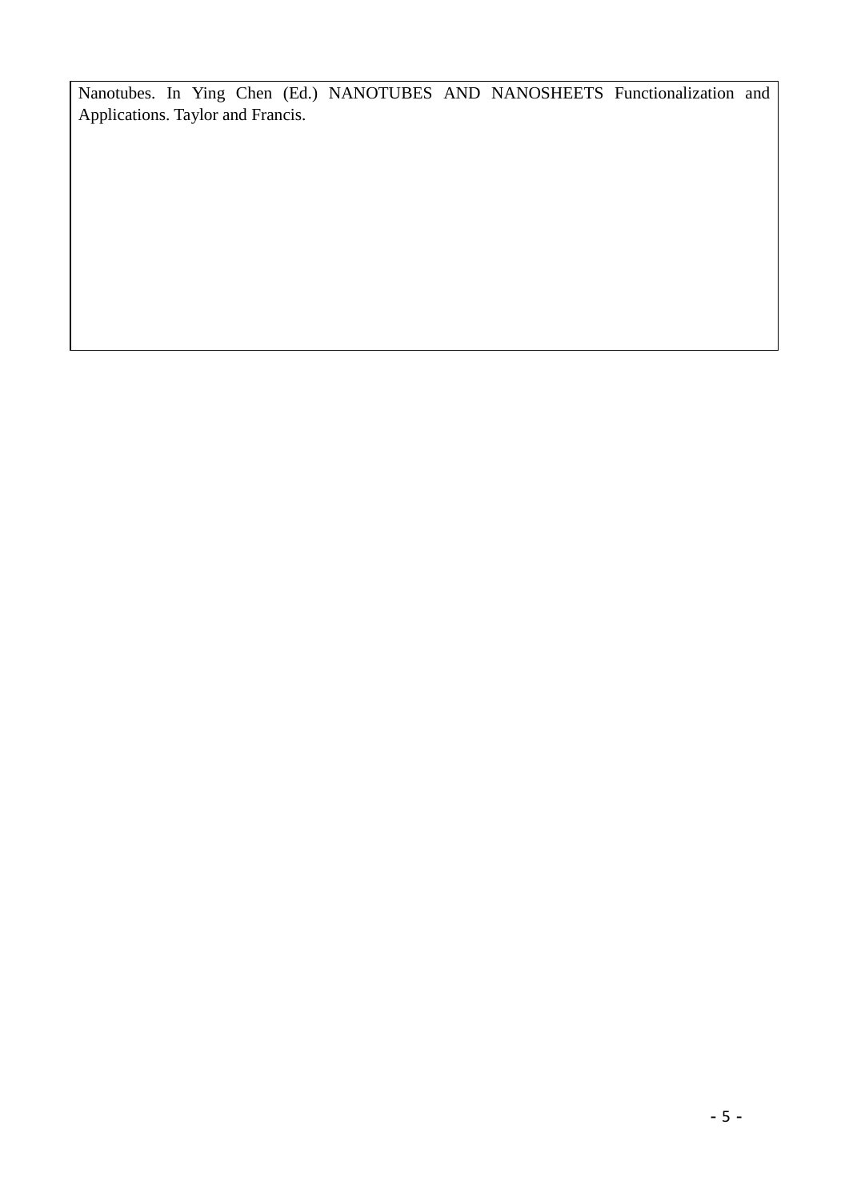Nanotubes. In Ying Chen (Ed.) NANOTUBES AND NANOSHEETS Functionalization and Applications. Taylor and Francis.